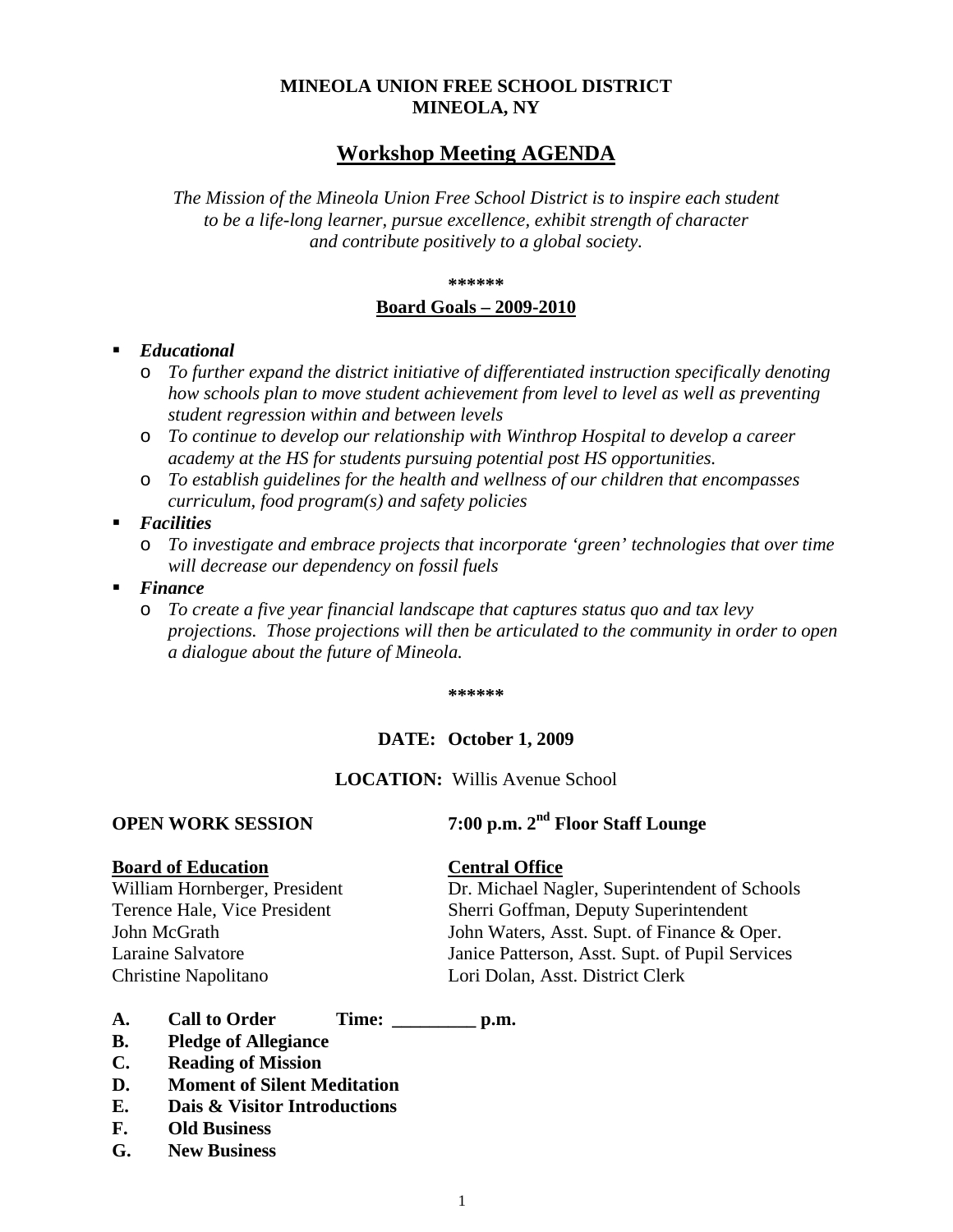**MINEOLA UNION FREE SCHOOL DISTRICT**
**MINEOLA, NY**

# Workshop Meeting AGENDA

*The Mission of the Mineola Union Free School District is to inspire each student to be a life-long learner, pursue excellence, exhibit strength of character and contribute positively to a global society.*

******

## Board Goals – 2009-2010

- ***Educational***
  - *To further expand the district initiative of differentiated instruction specifically denoting how schools plan to move student achievement from level to level as well as preventing student regression within and between levels*
  - *To continue to develop our relationship with Winthrop Hospital to develop a career academy at the HS for students pursuing potential post HS opportunities.*
  - *To establish guidelines for the health and wellness of our children that encompasses curriculum, food program(s) and safety policies*
- ***Facilities***
  - *To investigate and embrace projects that incorporate 'green' technologies that over time will decrease our dependency on fossil fuels*
- ***Finance***
  - *To create a five year financial landscape that captures status quo and tax levy projections. Those projections will then be articulated to the community in order to open a dialogue about the future of Mineola.*

******

**DATE: October 1, 2009**

**LOCATION:** Willis Avenue School

**OPEN WORK SESSION** **7:00 p.m. 2nd Floor Staff Lounge**

| **Board of Education** | **Central Office** |
|---|---|
| William Hornberger, President | Dr. Michael Nagler, Superintendent of Schools |
| Terence Hale, Vice President | Sherri Goffman, Deputy Superintendent |
| John McGrath | John Waters, Asst. Supt. of Finance & Oper. |
| Laraine Salvatore | Janice Patterson, Asst. Supt. of Pupil Services |
| Christine Napolitano | Lori Dolan, Asst. District Clerk |

**A. Call to Order Time: _________ p.m.**
**B. Pledge of Allegiance**
**C. Reading of Mission**
**D. Moment of Silent Meditation**
**E. Dais & Visitor Introductions**
**F. Old Business**
**G. New Business**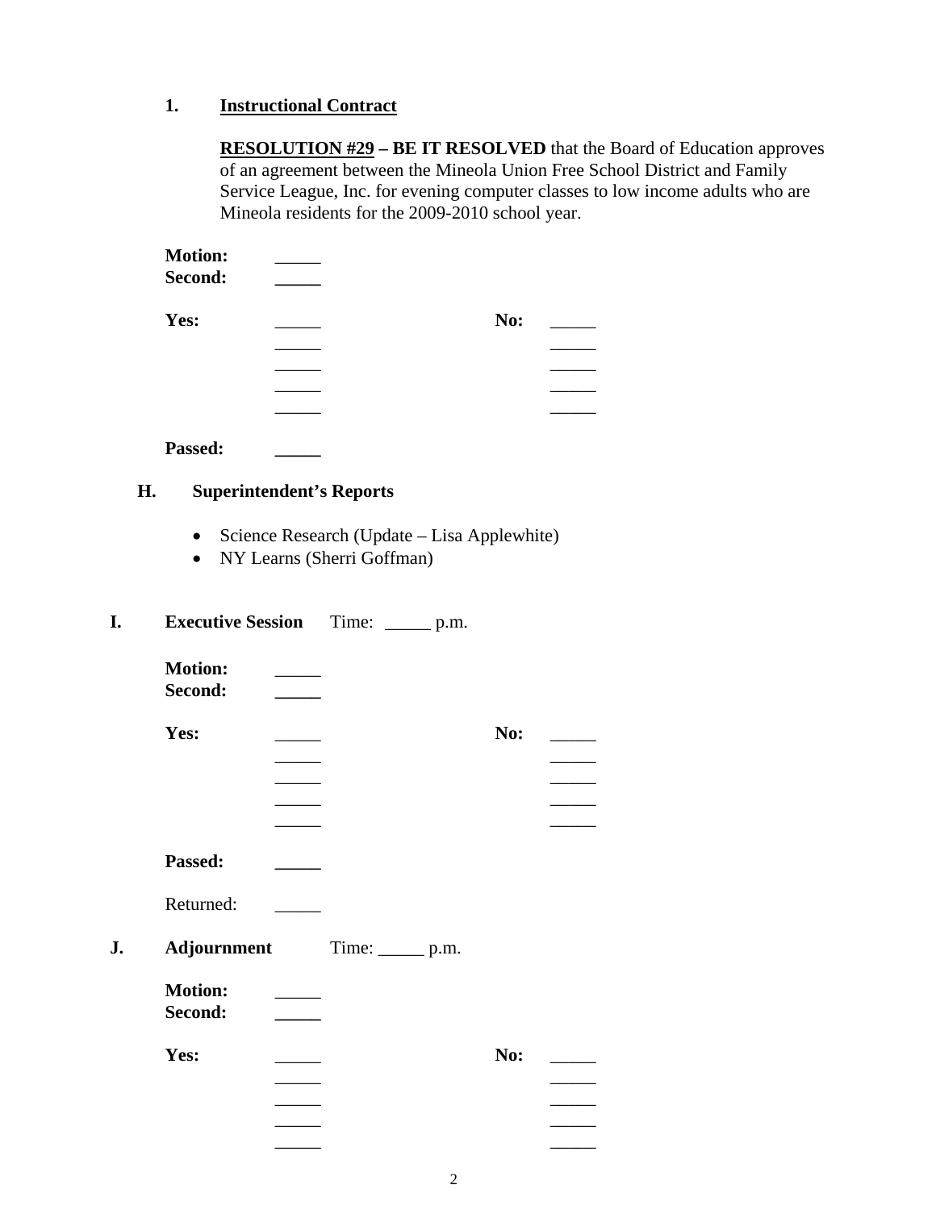1. **Instructional Contract**

   **RESOLUTION #29 – BE IT RESOLVED** that the Board of Education approves of an agreement between the Mineola Union Free School District and Family Service League, Inc. for evening computer classes to low income adults who are Mineola residents for the 2009-2010 school year.

**Motion:** _____
**Second:** _____

**Yes:** _____ **No:** _____
_____ _____
_____ _____
_____ _____
_____ _____

**Passed:** _____

## H. Superintendent's Reports

- Science Research (Update – Lisa Applewhite)
- NY Learns (Sherri Goffman)

## I. Executive Session Time: _____ p.m.

**Motion:** _____
**Second:** _____

**Yes:** _____ **No:** _____
_____ _____
_____ _____
_____ _____
_____ _____

**Passed:** _____

Returned: _____

## J. Adjournment Time: _____ p.m.

**Motion:** _____
**Second:** _____

**Yes:** _____ **No:** _____
_____ _____
_____ _____
_____ _____
_____ _____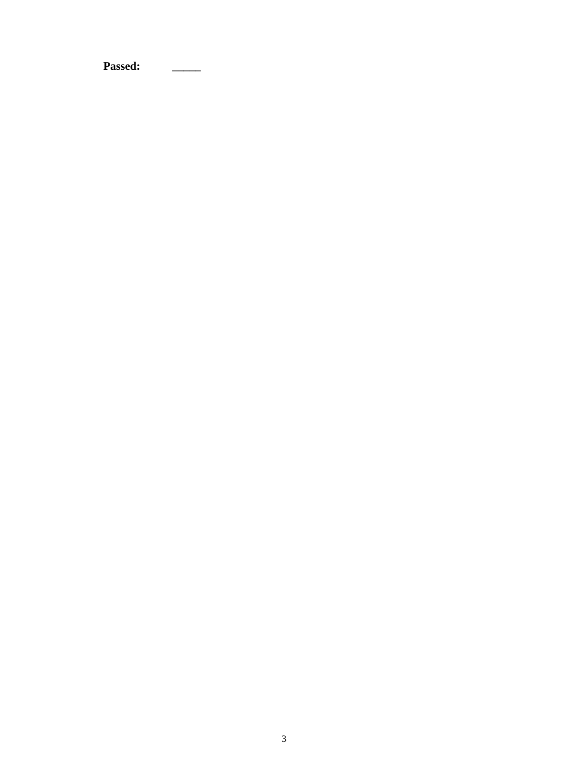**Passed:** _____